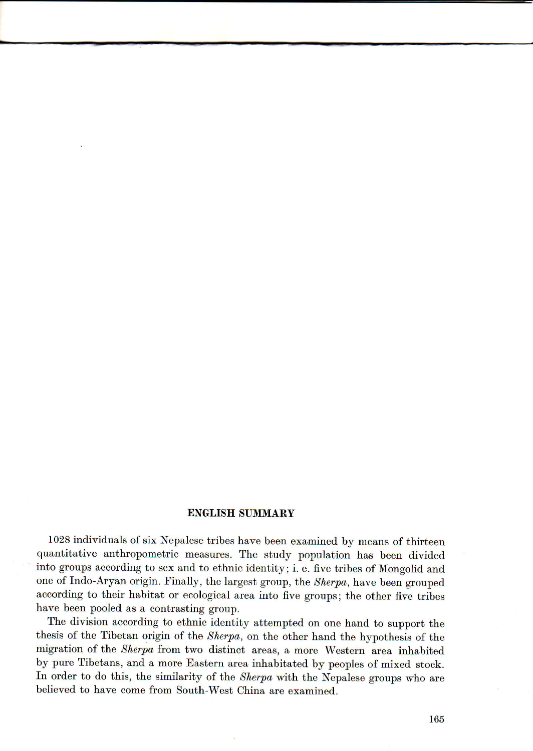## ENGLISH SUMMARY

1028 individuals of six Nepalese tribes have been examined by means of thirteen quantitative anthropometric measures. The study population has been divided into groups according to sex and to ethnic identity; i. e. five tribes of Mongolid and one of Indo-Aryan origin. Finally, the largest group, the *Sherpa*, have been grouped according to their habitat or ecological area into five groups; the other five tribes have been pooled as a contrasting group.

The division according to ethnic identity attempted on one hand to support the thesis of the Tibetan origin of the *Sherpa*, on the other hand the hypothesis of the migration of the *Sherpa* from two distinct areas, a more Western area inhabited by pure Tibetans, and a more Eastern area inhabitated by peoples of mixed stock. In order to do this, the similarity of the *Sherpa* with the Nepalese groups who are believed to have come from South-West China are examined.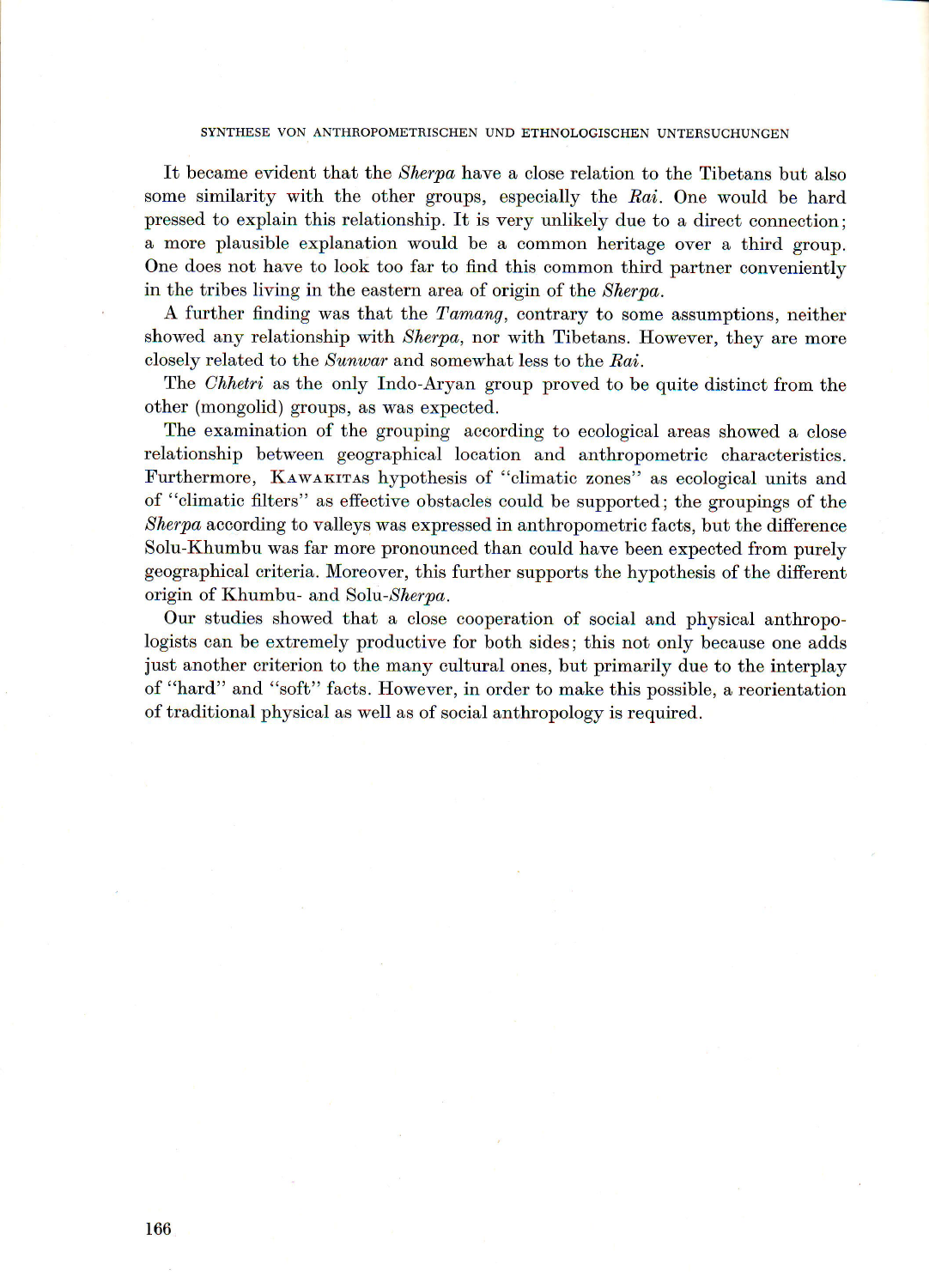It became evident that the *Sherpa* have a close relation to the Tibetans but also some similarity with the other groups, especially the *Rai*. One would be hard pressed to explain this relationship. It is very unlikely due to a direct connection; a more plausible explanation would be a common heritage over a third group. One does not have to look too far to find this common third partner conveniently in the tribes living in the eastern area of origin of the *Sherpa*.

A further finding was that the *Tamang*, contrary to some assumptions, neither showed any relationship with *Sherpa*, nor with Tibetans. However, they are more closely related to the *Sunwar* and somewhat less to the *Rai*.

The *Chhetri* as the only Indo-Aryan group proved to be quite distinct from the other (mongolid) groups, as was expected.

The examination of the grouping according to ecological areas showed a close relationship between geographical location and anthropometric characteristics. Furthermore, Kawakitas hypothesis of "climatic zones" as ecological units and of "climatic filters" as effective obstacles could be supported; the groupings of the *Sherpa* according to valleys was expressed in anthropometric facts, but the difference Solu-Khumbu was far more pronounced than could have been expected from purely geographical criteria. Moreover, this further supports the hypothesis of the different origin of Khumbu- and Solu-*Sherpa*.

Our studies showed that a close cooperation of social and physical anthropologists can be extremely productive for both sides; this not only because one adds just another criterion to the many cultural ones, but primarily due to the interplay of "hard" and "soft" facts. However, in order to make this possible, a reorientation of traditional physical as well as of social anthropology is required.